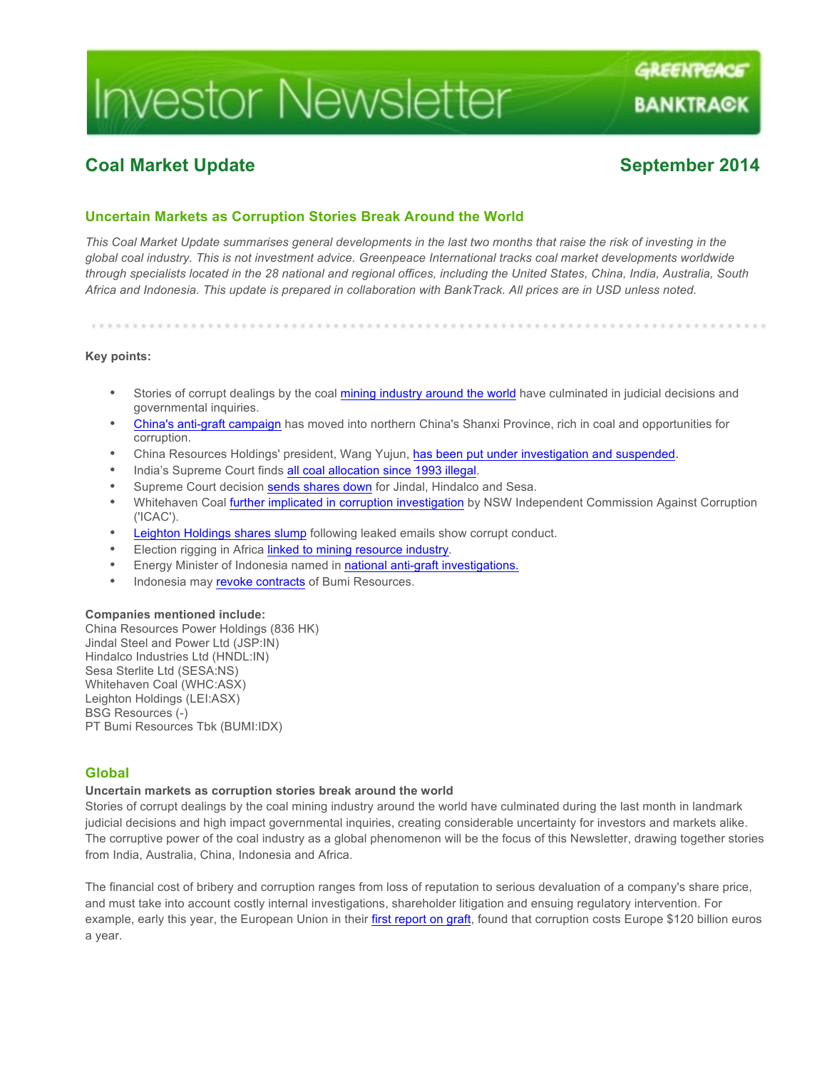# Investor Newsletter

GREENPEACE
BANKTRACK

## Coal Market Update — September 2014

### Uncertain Markets as Corruption Stories Break Around the World

*This Coal Market Update summarises general developments in the last two months that raise the risk of investing in the global coal industry. This is not investment advice. Greenpeace International tracks coal market developments worldwide through specialists located in the 28 national and regional offices, including the United States, China, India, Australia, South Africa and Indonesia. This update is prepared in collaboration with BankTrack. All prices are in USD unless noted.*

**Key points:**

- Stories of corrupt dealings by the coal mining industry around the world have culminated in judicial decisions and governmental inquiries.
- China's anti-graft campaign has moved into northern China's Shanxi Province, rich in coal and opportunities for corruption.
- China Resources Holdings' president, Wang Yujun, has been put under investigation and suspended.
- India's Supreme Court finds all coal allocation since 1993 illegal.
- Supreme Court decision sends shares down for Jindal, Hindalco and Sesa.
- Whitehaven Coal further implicated in corruption investigation by NSW Independent Commission Against Corruption ('ICAC').
- Leighton Holdings shares slump following leaked emails show corrupt conduct.
- Election rigging in Africa linked to mining resource industry.
- Energy Minister of Indonesia named in national anti-graft investigations.
- Indonesia may revoke contracts of Bumi Resources.

**Companies mentioned include:**
China Resources Power Holdings (836 HK)
Jindal Steel and Power Ltd (JSP:IN)
Hindalco Industries Ltd (HNDL:IN)
Sesa Sterlite Ltd (SESA:NS)
Whitehaven Coal (WHC:ASX)
Leighton Holdings (LEI:ASX)
BSG Resources (-)
PT Bumi Resources Tbk (BUMI:IDX)

## Global

**Uncertain markets as corruption stories break around the world**

Stories of corrupt dealings by the coal mining industry around the world have culminated during the last month in landmark judicial decisions and high impact governmental inquiries, creating considerable uncertainty for investors and markets alike. The corruptive power of the coal industry as a global phenomenon will be the focus of this Newsletter, drawing together stories from India, Australia, China, Indonesia and Africa.

The financial cost of bribery and corruption ranges from loss of reputation to serious devaluation of a company's share price, and must take into account costly internal investigations, shareholder litigation and ensuing regulatory intervention. For example, early this year, the European Union in their first report on graft, found that corruption costs Europe $120 billion euros a year.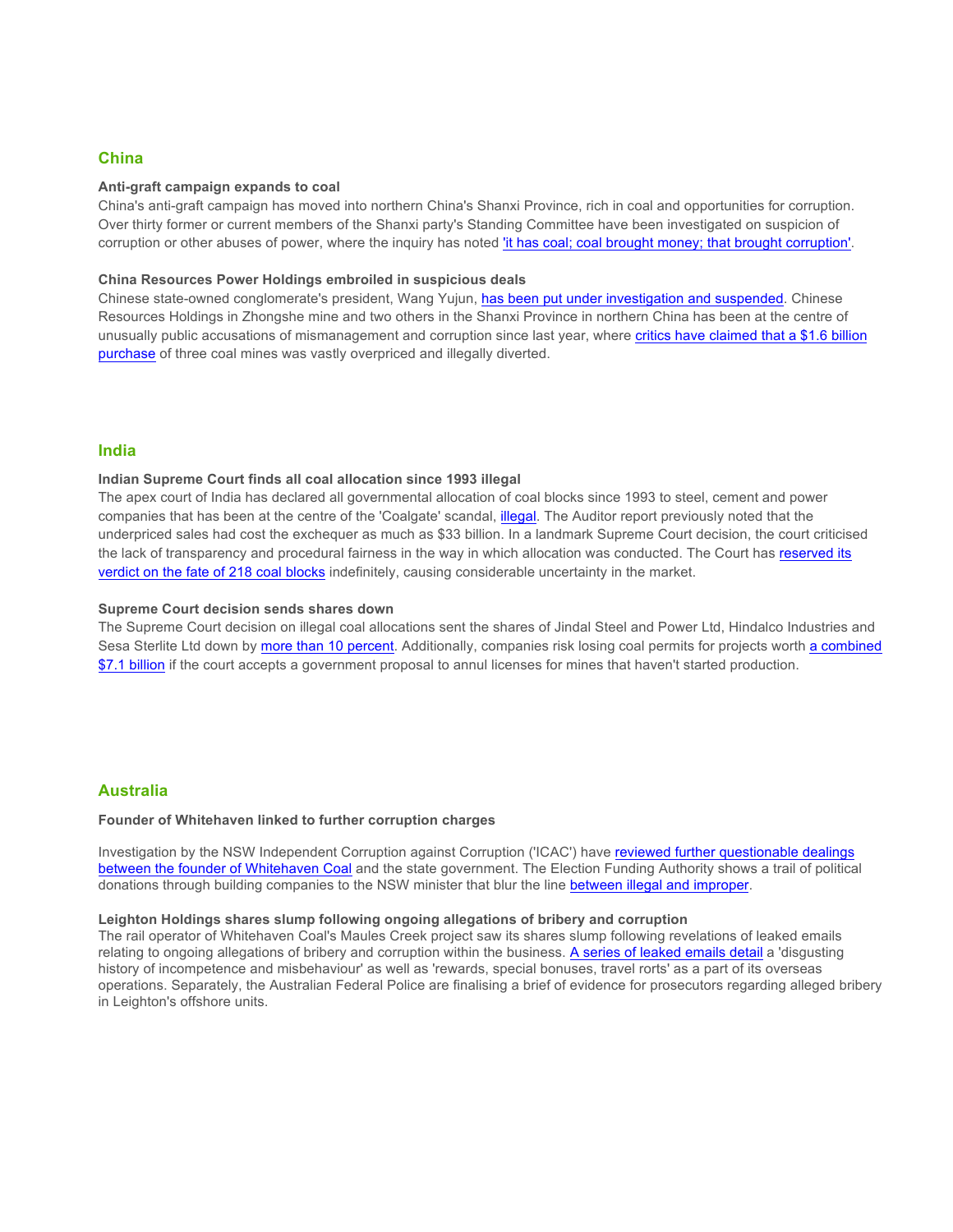## China

### Anti-graft campaign expands to coal

China's anti-graft campaign has moved into northern China's Shanxi Province, rich in coal and opportunities for corruption. Over thirty former or current members of the Shanxi party's Standing Committee have been investigated on suspicion of corruption or other abuses of power, where the inquiry has noted 'it has coal; coal brought money; that brought corruption'.

### China Resources Power Holdings embroiled in suspicious deals

Chinese state-owned conglomerate's president, Wang Yujun, has been put under investigation and suspended. Chinese Resources Holdings in Zhongshe mine and two others in the Shanxi Province in northern China has been at the centre of unusually public accusations of mismanagement and corruption since last year, where critics have claimed that a $1.6 billion purchase of three coal mines was vastly overpriced and illegally diverted.

## India

### Indian Supreme Court finds all coal allocation since 1993 illegal

The apex court of India has declared all governmental allocation of coal blocks since 1993 to steel, cement and power companies that has been at the centre of the 'Coalgate' scandal, illegal. The Auditor report previously noted that the underpriced sales had cost the exchequer as much as $33 billion. In a landmark Supreme Court decision, the court criticised the lack of transparency and procedural fairness in the way in which allocation was conducted. The Court has reserved its verdict on the fate of 218 coal blocks indefinitely, causing considerable uncertainty in the market.

### Supreme Court decision sends shares down

The Supreme Court decision on illegal coal allocations sent the shares of Jindal Steel and Power Ltd, Hindalco Industries and Sesa Sterlite Ltd down by more than 10 percent. Additionally, companies risk losing coal permits for projects worth a combined $7.1 billion if the court accepts a government proposal to annul licenses for mines that haven't started production.

## Australia

### Founder of Whitehaven linked to further corruption charges

Investigation by the NSW Independent Corruption against Corruption ('ICAC') have reviewed further questionable dealings between the founder of Whitehaven Coal and the state government. The Election Funding Authority shows a trail of political donations through building companies to the NSW minister that blur the line between illegal and improper.

### Leighton Holdings shares slump following ongoing allegations of bribery and corruption

The rail operator of Whitehaven Coal's Maules Creek project saw its shares slump following revelations of leaked emails relating to ongoing allegations of bribery and corruption within the business. A series of leaked emails detail a 'disgusting history of incompetence and misbehaviour' as well as 'rewards, special bonuses, travel rorts' as a part of its overseas operations. Separately, the Australian Federal Police are finalising a brief of evidence for prosecutors regarding alleged bribery in Leighton's offshore units.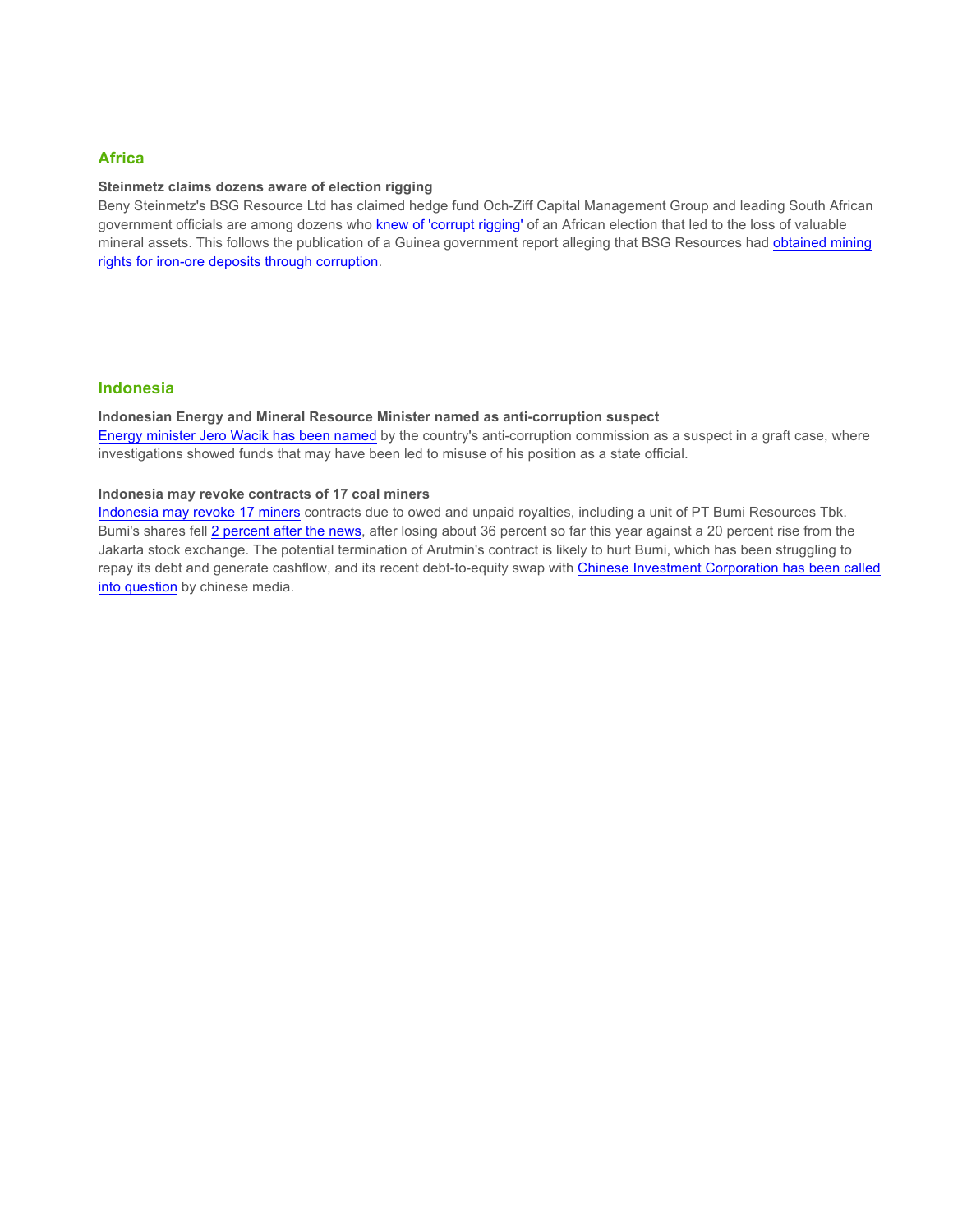## Africa

**Steinmetz claims dozens aware of election rigging**
Beny Steinmetz's BSG Resource Ltd has claimed hedge fund Och-Ziff Capital Management Group and leading South African government officials are among dozens who knew of 'corrupt rigging' of an African election that led to the loss of valuable mineral assets. This follows the publication of a Guinea government report alleging that BSG Resources had obtained mining rights for iron-ore deposits through corruption.

## Indonesia

**Indonesian Energy and Mineral Resource Minister named as anti-corruption suspect**
Energy minister Jero Wacik has been named by the country's anti-corruption commission as a suspect in a graft case, where investigations showed funds that may have been led to misuse of his position as a state official.

**Indonesia may revoke contracts of 17 coal miners**
Indonesia may revoke 17 miners contracts due to owed and unpaid royalties, including a unit of PT Bumi Resources Tbk. Bumi's shares fell 2 percent after the news, after losing about 36 percent so far this year against a 20 percent rise from the Jakarta stock exchange. The potential termination of Arutmin's contract is likely to hurt Bumi, which has been struggling to repay its debt and generate cashflow, and its recent debt-to-equity swap with Chinese Investment Corporation has been called into question by chinese media.